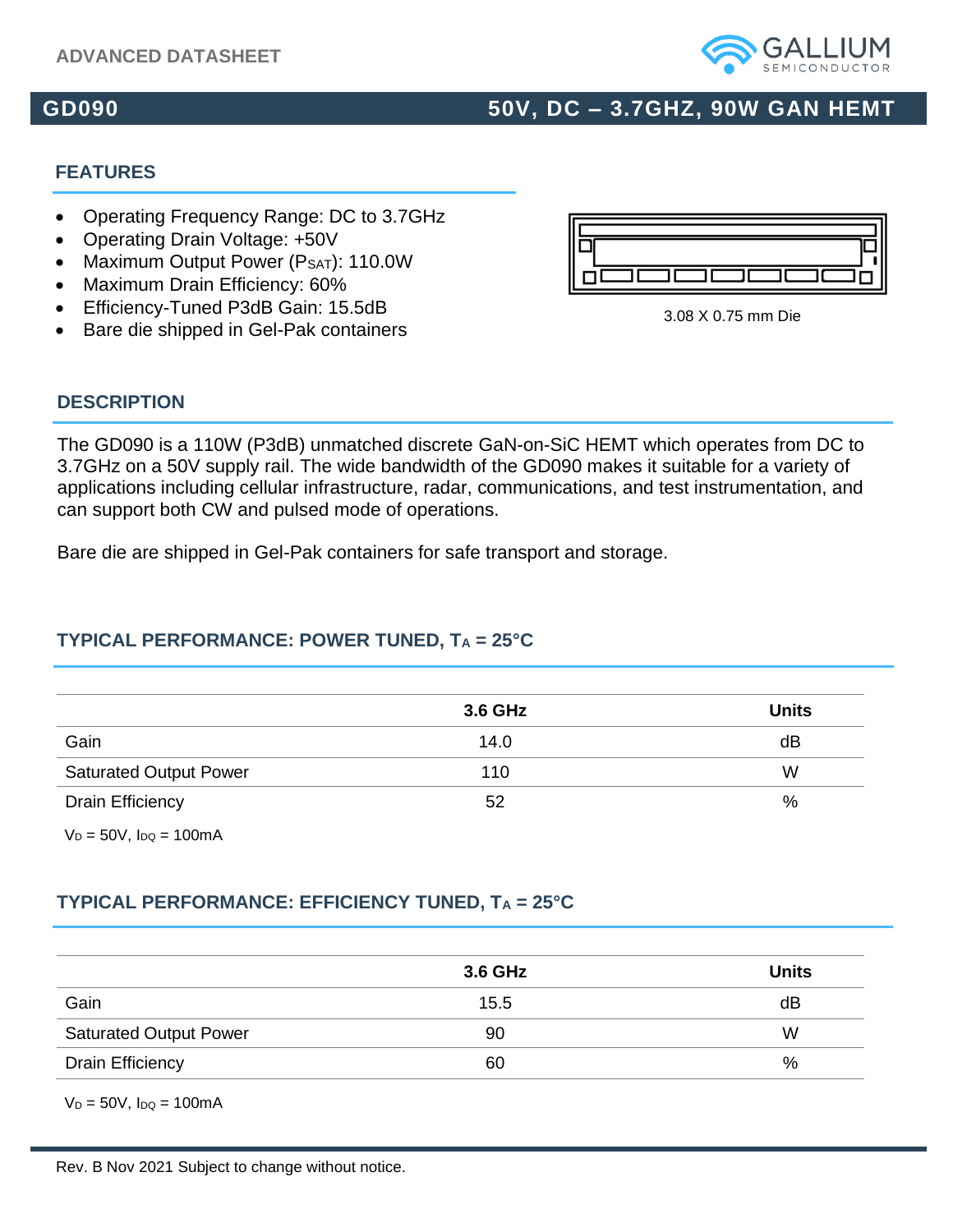ADVANCED DATASHEET

# GD090 — 50V, DC – 3.7GHZ, 90W GAN HEMT

## FEATURES

- Operating Frequency Range: DC to 3.7GHz
- Operating Drain Voltage: +50V
- Maximum Output Power ($P_{SAT}$): 110.0W
- Maximum Drain Efficiency: 60%
- Efficiency-Tuned P3dB Gain: 15.5dB
- Bare die shipped in Gel-Pak containers

3.08 X 0.75 mm Die

## DESCRIPTION

The GD090 is a 110W (P3dB) unmatched discrete GaN-on-SiC HEMT which operates from DC to 3.7GHz on a 50V supply rail. The wide bandwidth of the GD090 makes it suitable for a variety of applications including cellular infrastructure, radar, communications, and test instrumentation, and can support both CW and pulsed mode of operations.

Bare die are shipped in Gel-Pak containers for safe transport and storage.

## TYPICAL PERFORMANCE: POWER TUNED, $T_A$ = 25°C

| | 3.6 GHz | Units |
|---|---|---|
| Gain | 14.0 | dB |
| Saturated Output Power | 110 | W |
| Drain Efficiency | 52 | % |

$V_D$ = 50V, $I_{DQ}$ = 100mA

## TYPICAL PERFORMANCE: EFFICIENCY TUNED, $T_A$ = 25°C

| | 3.6 GHz | Units |
|---|---|---|
| Gain | 15.5 | dB |
| Saturated Output Power | 90 | W |
| Drain Efficiency | 60 | % |

$V_D$ = 50V, $I_{DQ}$ = 100mA

Rev. B Nov 2021 Subject to change without notice.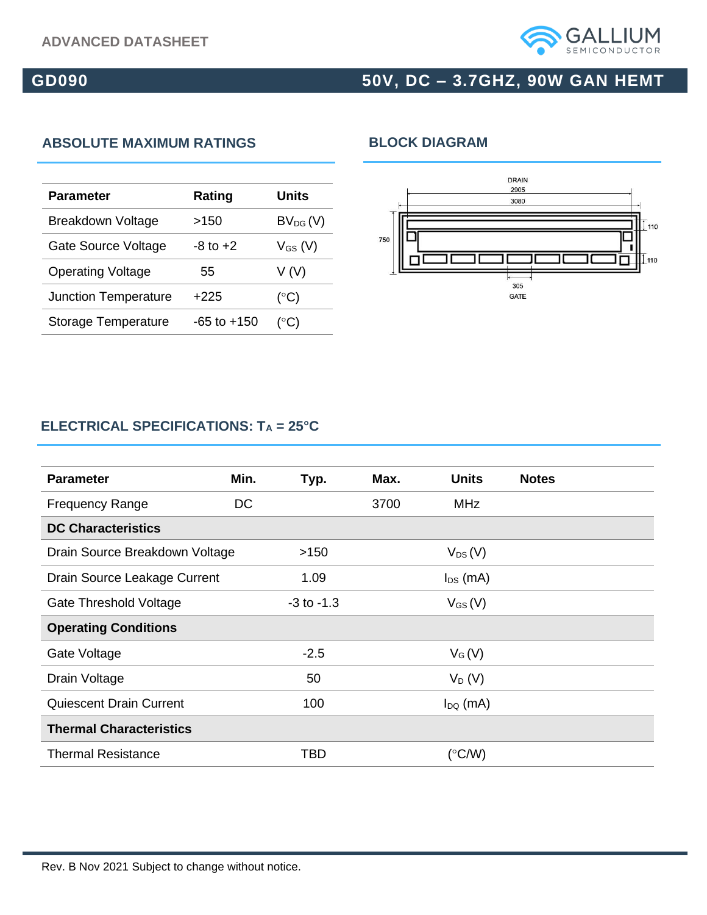ADVANCED DATASHEET

# GD090 — 50V, DC – 3.7GHZ, 90W GAN HEMT

## ABSOLUTE MAXIMUM RATINGS

| Parameter | Rating | Units |
|---|---|---|
| Breakdown Voltage | >150 | $BV_{DG}$ (V) |
| Gate Source Voltage | -8 to +2 | $V_{GS}$ (V) |
| Operating Voltage | 55 | V (V) |
| Junction Temperature | +225 | (°C) |
| Storage Temperature | -65 to +150 | (°C) |

## BLOCK DIAGRAM

DRAIN
2905
3080
750
110
110
305
GATE

## ELECTRICAL SPECIFICATIONS: $T_A$ = 25°C

| Parameter | Min. | Typ. | Max. | Units | Notes |
|---|---|---|---|---|---|
| Frequency Range | DC | | 3700 | MHz | |
| **DC Characteristics** | | | | | |
| Drain Source Breakdown Voltage | | >150 | | $V_{DS}$ (V) | |
| Drain Source Leakage Current | | 1.09 | | $I_{DS}$ (mA) | |
| Gate Threshold Voltage | | -3 to -1.3 | | $V_{GS}$ (V) | |
| **Operating Conditions** | | | | | |
| Gate Voltage | | -2.5 | | $V_G$ (V) | |
| Drain Voltage | | 50 | | $V_D$ (V) | |
| Quiescent Drain Current | | 100 | | $I_{DQ}$ (mA) | |
| **Thermal Characteristics** | | | | | |
| Thermal Resistance | | TBD | | (°C/W) | |

Rev. B Nov 2021 Subject to change without notice.